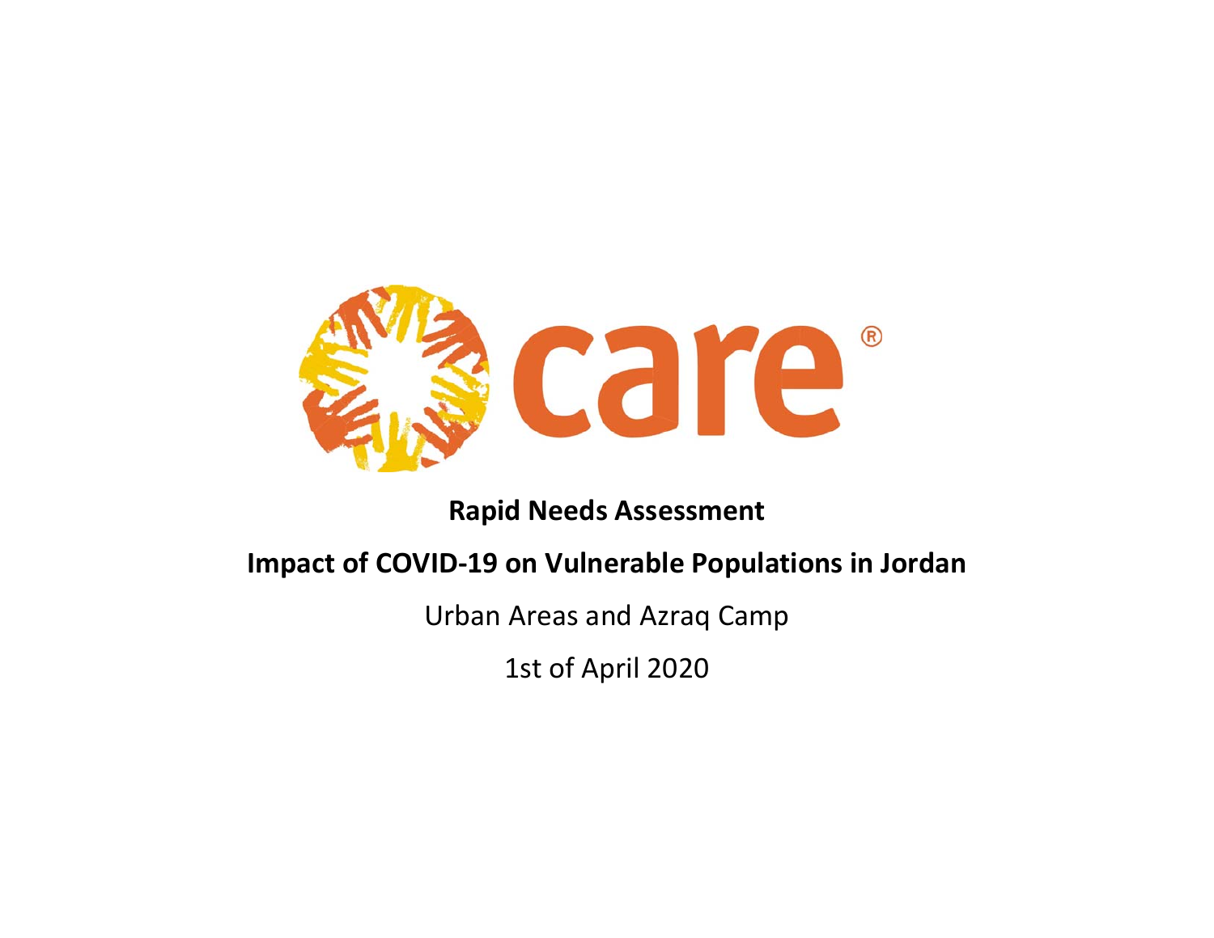care®

# Rapid Needs Assessment

## Impact of COVID-19 on Vulnerable Populations in Jordan

Urban Areas and Azraq Camp

1st of April 2020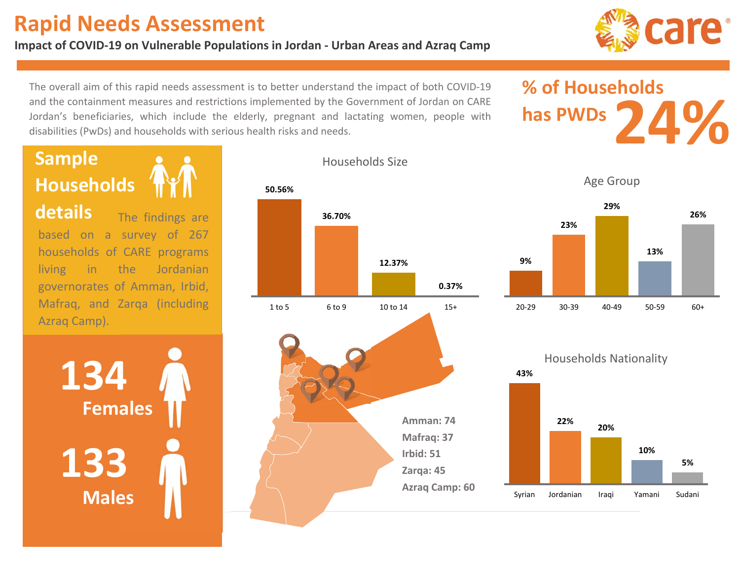# Rapid Needs Assessment

**Impact of COVID-19 on Vulnerable Populations in Jordan - Urban Areas and Azraq Camp**

The overall aim of this rapid needs assessment is to better understand the impact of both COVID-19 and the containment measures and restrictions implemented by the Government of Jordan on CARE Jordan's beneficiaries, which include the elderly, pregnant and lactating women, people with disabilities (PwDs) and households with serious health risks and needs.

## % of Households has PWDs 24%

## Sample Households details

The findings are based on a survey of 267 households of CARE programs living in the Jordanian governorates of Amman, Irbid, Mafraq, and Zarqa (including Azraq Camp).

**134** Females

**133** Males

### Households Size

| 1 to 5 | 6 to 9 | 10 to 14 | 15+ |
|---|---|---|---|
| 50.56% | 36.70% | 12.37% | 0.37% |

### Age Group

| 20-29 | 30-39 | 40-49 | 50-59 | 60+ |
|---|---|---|---|---|
| 9% | 23% | 29% | 13% | 26% |

**Amman: 74**
**Mafraq: 37**
**Irbid: 51**
**Zarqa: 45**
**Azraq Camp: 60**

### Households Nationality

| Syrian | Jordanian | Iraqi | Yamani | Sudani |
|---|---|---|---|---|
| 43% | 22% | 20% | 10% | 5% |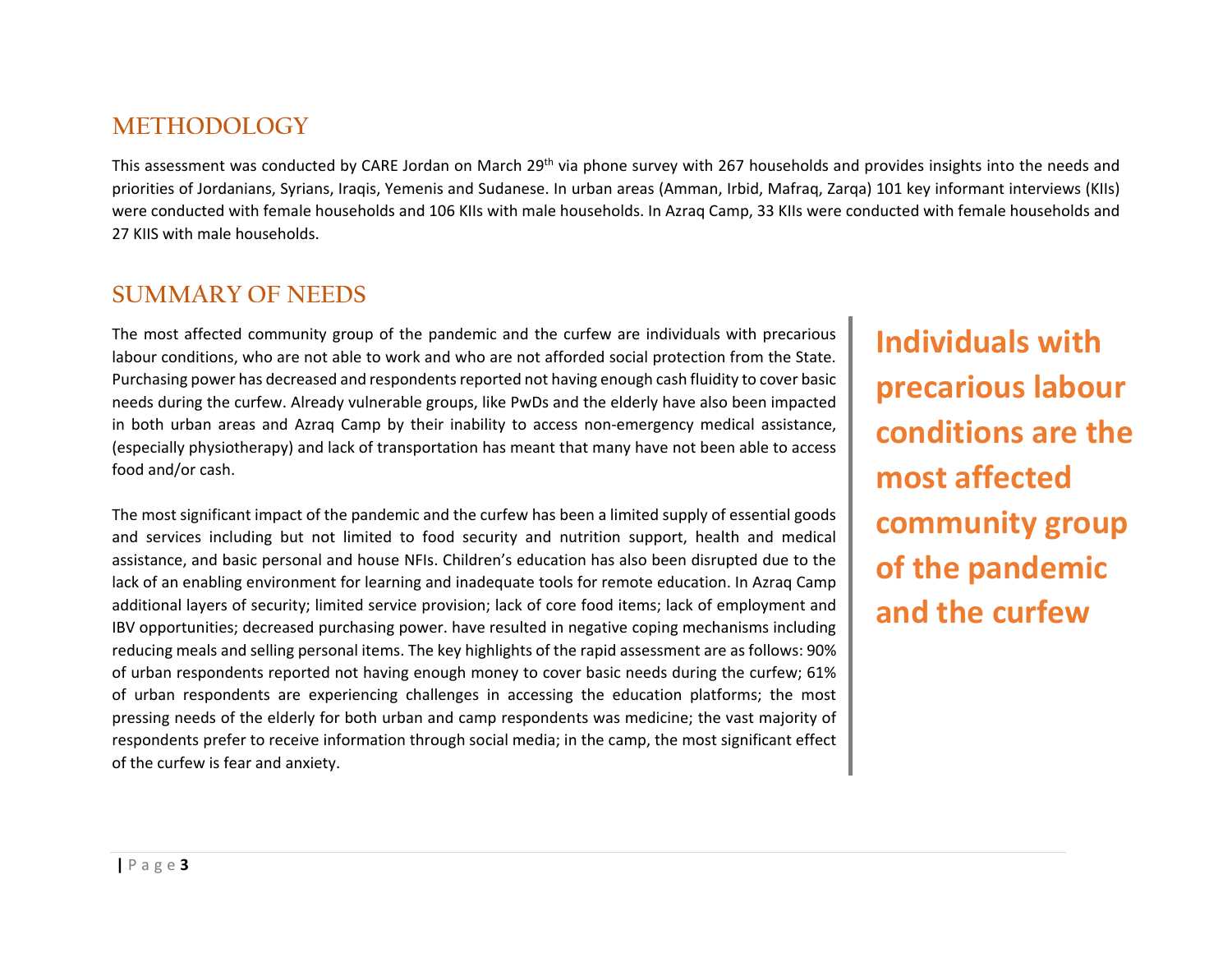## METHODOLOGY

This assessment was conducted by CARE Jordan on March 29th via phone survey with 267 households and provides insights into the needs and priorities of Jordanians, Syrians, Iraqis, Yemenis and Sudanese. In urban areas (Amman, Irbid, Mafraq, Zarqa) 101 key informant interviews (KIIs) were conducted with female households and 106 KIIs with male households. In Azraq Camp, 33 KIIs were conducted with female households and 27 KIIS with male households.

## SUMMARY OF NEEDS

The most affected community group of the pandemic and the curfew are individuals with precarious labour conditions, who are not able to work and who are not afforded social protection from the State. Purchasing power has decreased and respondents reported not having enough cash fluidity to cover basic needs during the curfew. Already vulnerable groups, like PwDs and the elderly have also been impacted in both urban areas and Azraq Camp by their inability to access non-emergency medical assistance, (especially physiotherapy) and lack of transportation has meant that many have not been able to access food and/or cash.

**Individuals with precarious labour conditions are the most affected community group of the pandemic and the curfew**

The most significant impact of the pandemic and the curfew has been a limited supply of essential goods and services including but not limited to food security and nutrition support, health and medical assistance, and basic personal and house NFIs. Children's education has also been disrupted due to the lack of an enabling environment for learning and inadequate tools for remote education. In Azraq Camp additional layers of security; limited service provision; lack of core food items; lack of employment and IBV opportunities; decreased purchasing power. have resulted in negative coping mechanisms including reducing meals and selling personal items. The key highlights of the rapid assessment are as follows: 90% of urban respondents reported not having enough money to cover basic needs during the curfew; 61% of urban respondents are experiencing challenges in accessing the education platforms; the most pressing needs of the elderly for both urban and camp respondents was medicine; the vast majority of respondents prefer to receive information through social media; in the camp, the most significant effect of the curfew is fear and anxiety.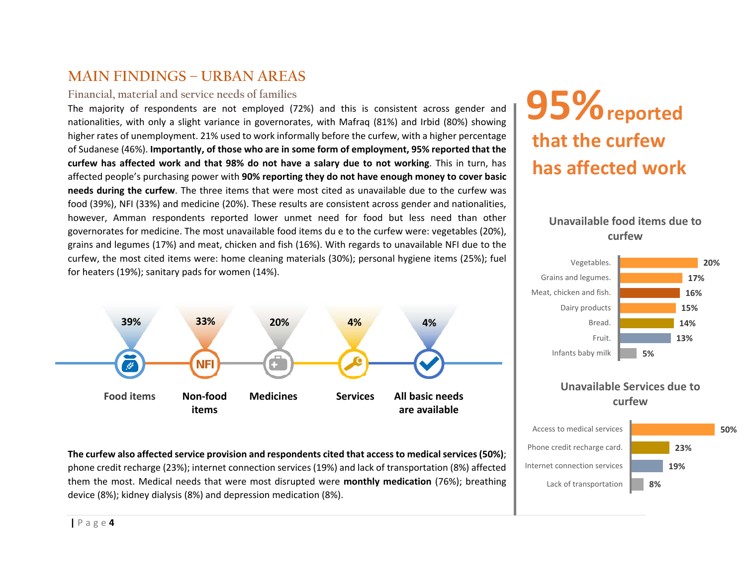# MAIN FINDINGS – URBAN AREAS

## Financial, material and service needs of families

The majority of respondents are not employed (72%) and this is consistent across gender and nationalities, with only a slight variance in governorates, with Mafraq (81%) and Irbid (80%) showing higher rates of unemployment. 21% used to work informally before the curfew, with a higher percentage of Sudanese (46%). **Importantly, of those who are in some form of employment, 95% reported that the curfew has affected work and that 98% do not have a salary due to not working**. This in turn, has affected people's purchasing power with **90% reporting they do not have enough money to cover basic needs during the curfew**. The three items that were most cited as unavailable due to the curfew was food (39%), NFI (33%) and medicine (20%). These results are consistent across gender and nationalities, however, Amman respondents reported lower unmet need for food but less need than other governorates for medicine. The most unavailable food items du e to the curfew were: vegetables (20%), grains and legumes (17%) and meat, chicken and fish (16%). With regards to unavailable NFI due to the curfew, the most cited items were: home cleaning materials (30%); personal hygiene items (25%); fuel for heaters (19%); sanitary pads for women (14%).

| Food items | Non-food items | Medicines | Services | All basic needs are available |
|---|---|---|---|---|
| 39% | 33% | 20% | 4% | 4% |

**The curfew also affected service provision and respondents cited that access to medical services (50%)**; phone credit recharge (23%); internet connection services (19%) and lack of transportation (8%) affected them the most. Medical needs that were most disrupted were **monthly medication** (76%); breathing device (8%); kidney dialysis (8%) and depression medication (8%).

**95% reported that the curfew has affected work**

### Unavailable food items due to curfew

| Item | % |
|---|---|
| Vegetables. | 20% |
| Grains and legumes. | 17% |
| Meat, chicken and fish. | 16% |
| Dairy products | 15% |
| Bread. | 14% |
| Fruit. | 13% |
| Infants baby milk | 5% |

### Unavailable Services due to curfew

| Service | % |
|---|---|
| Access to medical services | 50% |
| Phone credit recharge card. | 23% |
| Internet connection services | 19% |
| Lack of transportation | 8% |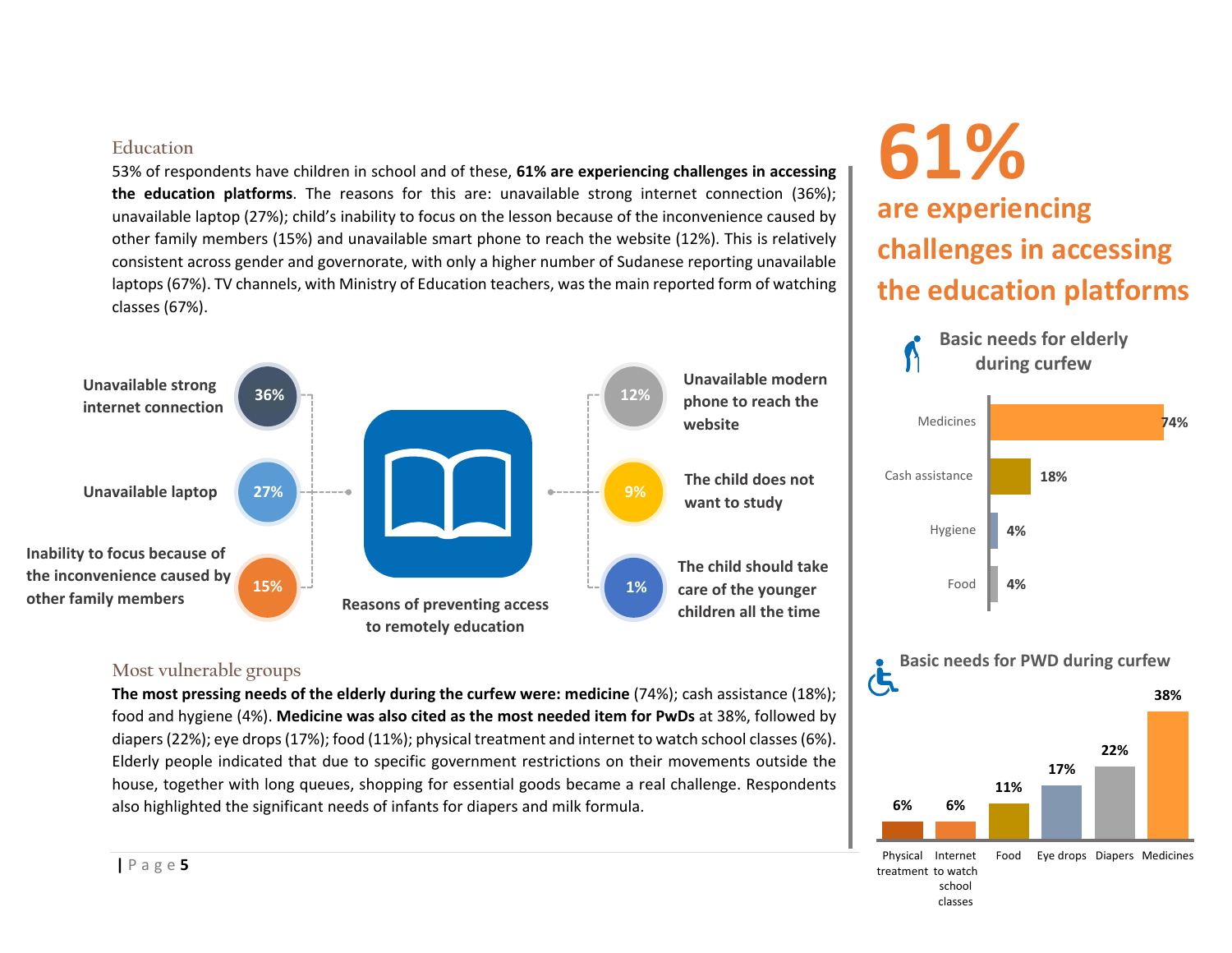## Education

53% of respondents have children in school and of these, **61% are experiencing challenges in accessing the education platforms**. The reasons for this are: unavailable strong internet connection (36%); unavailable laptop (27%); child's inability to focus on the lesson because of the inconvenience caused by other family members (15%) and unavailable smart phone to reach the website (12%). This is relatively consistent across gender and governorate, with only a higher number of Sudanese reporting unavailable laptops (67%). TV channels, with Ministry of Education teachers, was the main reported form of watching classes (67%).

**Reasons of preventing access to remotely education**

| Reason | % |
|---|---|
| Unavailable strong internet connection | 36% |
| Unavailable laptop | 27% |
| Inability to focus because of the inconvenience caused by other family members | 15% |
| Unavailable modern phone to reach the website | 12% |
| The child does not want to study | 9% |
| The child should take care of the younger children all the time | 1% |

# 61%

**are experiencing challenges in accessing the education platforms**

## Most vulnerable groups

**The most pressing needs of the elderly during the curfew were: medicine** (74%); cash assistance (18%); food and hygiene (4%). **Medicine was also cited as the most needed item for PwDs** at 38%, followed by diapers (22%); eye drops (17%); food (11%); physical treatment and internet to watch school classes (6%). Elderly people indicated that due to specific government restrictions on their movements outside the house, together with long queues, shopping for essential goods became a real challenge. Respondents also highlighted the significant needs of infants for diapers and milk formula.

**Basic needs for elderly during curfew**

| Need | % |
|---|---|
| Medicines | 74% |
| Cash assistance | 18% |
| Hygiene | 4% |
| Food | 4% |

**Basic needs for PWD during curfew**

| Need | % |
|---|---|
| Physical treatment | 6% |
| Internet to watch school classes | 6% |
| Food | 11% |
| Eye drops | 17% |
| Diapers | 22% |
| Medicines | 38% |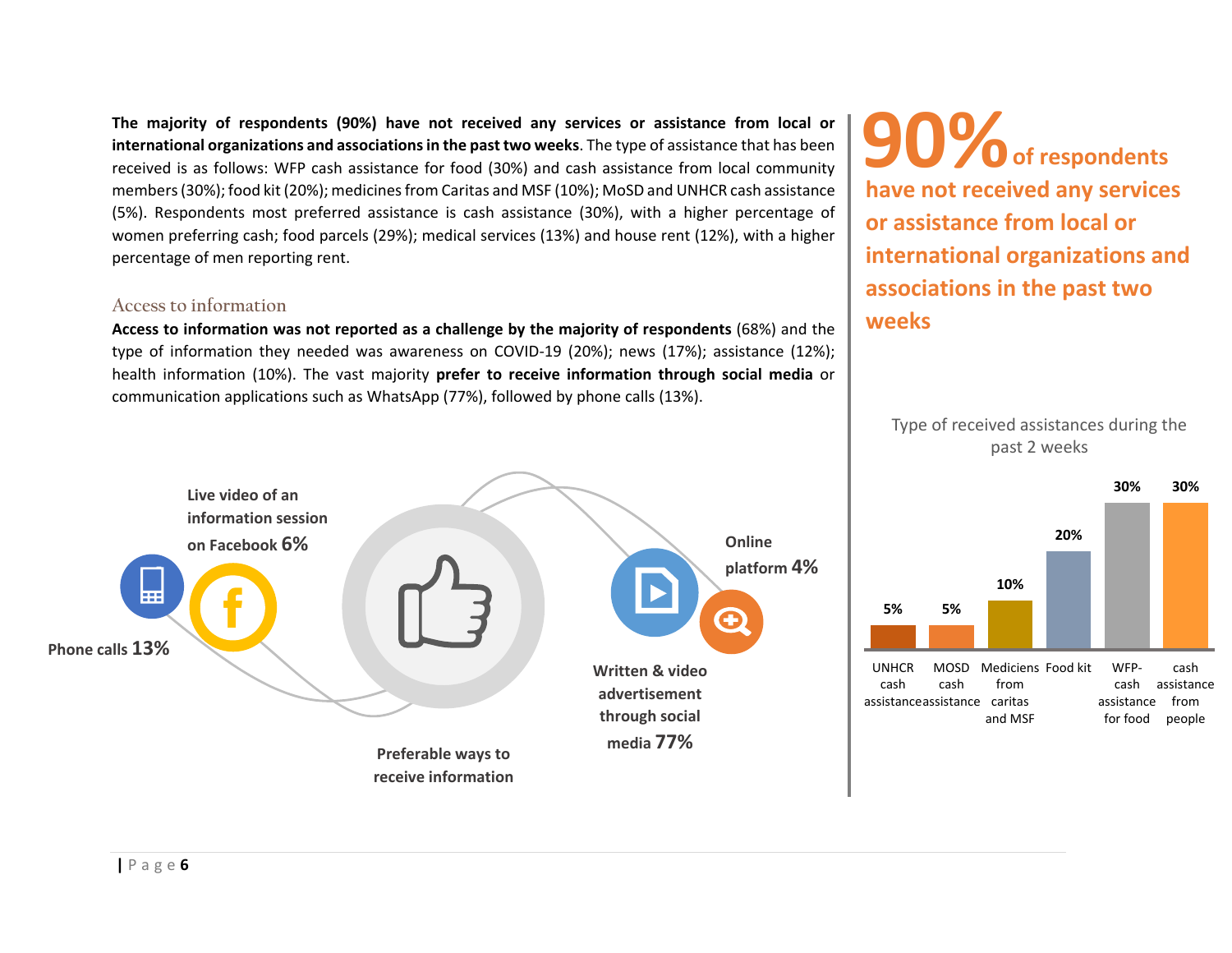**The majority of respondents (90%) have not received any services or assistance from local or international organizations and associations in the past two weeks**. The type of assistance that has been received is as follows: WFP cash assistance for food (30%) and cash assistance from local community members (30%); food kit (20%); medicines from Caritas and MSF (10%); MoSD and UNHCR cash assistance (5%). Respondents most preferred assistance is cash assistance (30%), with a higher percentage of women preferring cash; food parcels (29%); medical services (13%) and house rent (12%), with a higher percentage of men reporting rent.

### Access to information

**Access to information was not reported as a challenge by the majority of respondents** (68%) and the type of information they needed was awareness on COVID-19 (20%); news (17%); assistance (12%); health information (10%). The vast majority **prefer to receive information through social media** or communication applications such as WhatsApp (77%), followed by phone calls (13%).

**Preferable ways to receive information**

- Written & video advertisement through social media **77%**
- Phone calls **13%**
- Live video of an information session on Facebook **6%**
- Online platform **4%**

**90% of respondents have not received any services or assistance from local or international organizations and associations in the past two weeks**

Type of received assistances during the past 2 weeks

| UNHCR cash assistance | MOSD cash assistance | Mediciens from caritas and MSF | Food kit | WFP-cash assistance for food | cash assistance from people |
|---|---|---|---|---|---|
| 5% | 5% | 10% | 20% | 30% | 30% |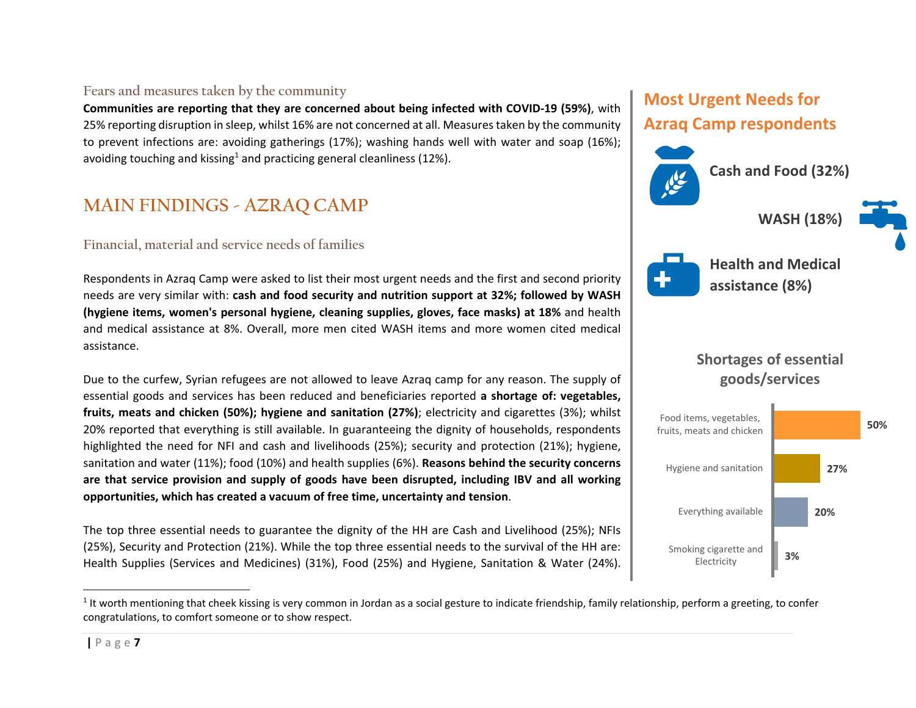### Fears and measures taken by the community

**Communities are reporting that they are concerned about being infected with COVID-19 (59%)**, with 25% reporting disruption in sleep, whilst 16% are not concerned at all. Measures taken by the community to prevent infections are: avoiding gatherings (17%); washing hands well with water and soap (16%); avoiding touching and kissing[1] and practicing general cleanliness (12%).

## MAIN FINDINGS - AZRAQ CAMP

### Financial, material and service needs of families

Respondents in Azraq Camp were asked to list their most urgent needs and the first and second priority needs are very similar with: **cash and food security and nutrition support at 32%; followed by WASH (hygiene items, women's personal hygiene, cleaning supplies, gloves, face masks) at 18%** and health and medical assistance at 8%. Overall, more men cited WASH items and more women cited medical assistance.

Due to the curfew, Syrian refugees are not allowed to leave Azraq camp for any reason. The supply of essential goods and services has been reduced and beneficiaries reported **a shortage of: vegetables, fruits, meats and chicken (50%); hygiene and sanitation (27%)**; electricity and cigarettes (3%); whilst 20% reported that everything is still available. In guaranteeing the dignity of households, respondents highlighted the need for NFI and cash and livelihoods (25%); security and protection (21%); hygiene, sanitation and water (11%); food (10%) and health supplies (6%). **Reasons behind the security concerns are that service provision and supply of goods have been disrupted, including IBV and all working opportunities, which has created a vacuum of free time, uncertainty and tension**.

The top three essential needs to guarantee the dignity of the HH are Cash and Livelihood (25%); NFIs (25%), Security and Protection (21%). While the top three essential needs to the survival of the HH are: Health Supplies (Services and Medicines) (31%), Food (25%) and Hygiene, Sanitation & Water (24%).

### Most Urgent Needs for Azraq Camp respondents

- **Cash and Food (32%)**
- **WASH (18%)**
- **Health and Medical assistance (8%)**

### Shortages of essential goods/services

| Item | Percentage |
|---|---|
| Food items, vegetables, fruits, meats and chicken | 50% |
| Hygiene and sanitation | 27% |
| Everything available | 20% |
| Smoking cigarette and Electricity | 3% |

---

[1] It worth mentioning that cheek kissing is very common in Jordan as a social gesture to indicate friendship, family relationship, perform a greeting, to confer congratulations, to comfort someone or to show respect.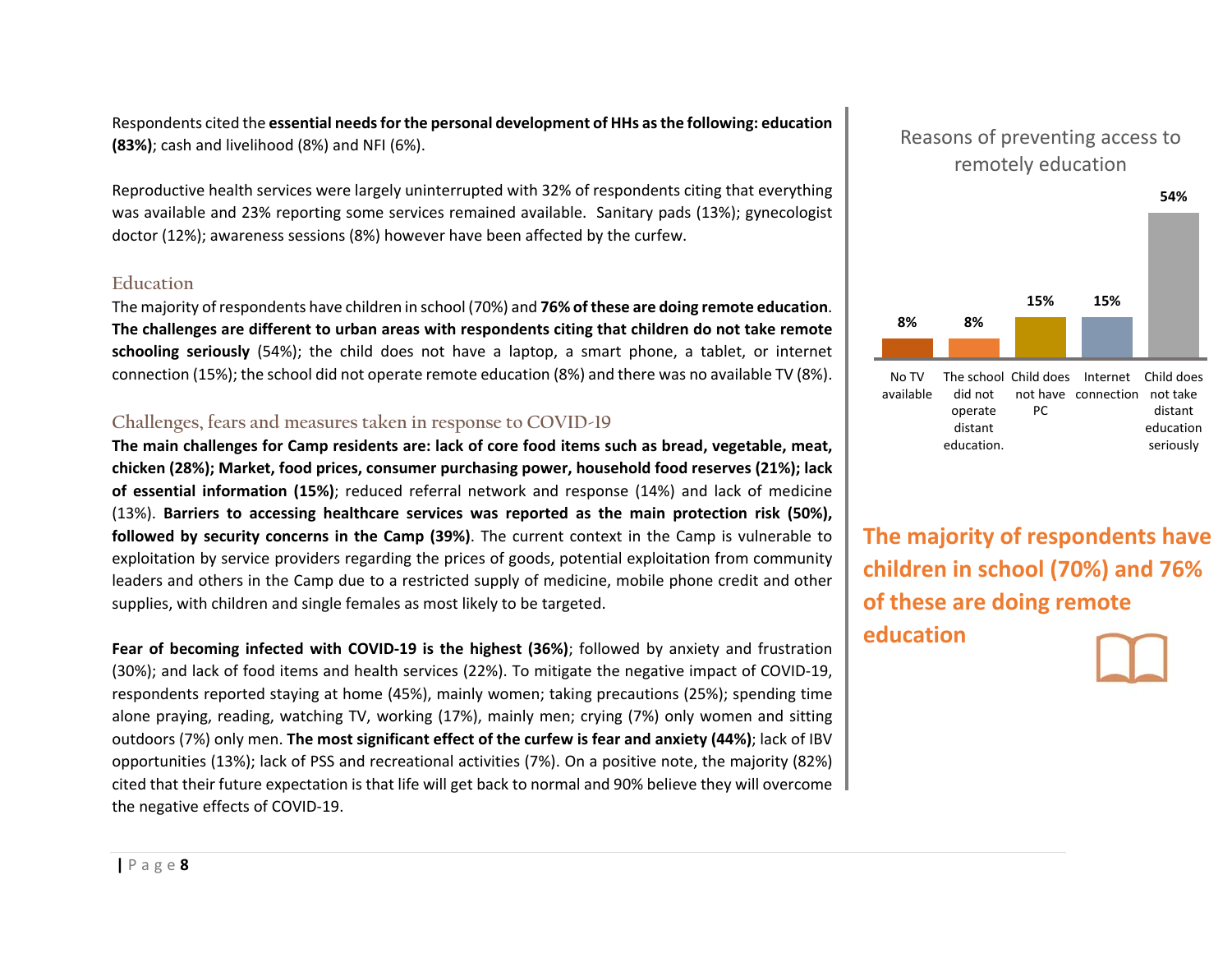Respondents cited the **essential needs for the personal development of HHs as the following: education (83%)**; cash and livelihood (8%) and NFI (6%).

Reproductive health services were largely uninterrupted with 32% of respondents citing that everything was available and 23% reporting some services remained available. Sanitary pads (13%); gynecologist doctor (12%); awareness sessions (8%) however have been affected by the curfew.

## Education

The majority of respondents have children in school (70%) and **76% of these are doing remote education**. **The challenges are different to urban areas with respondents citing that children do not take remote schooling seriously** (54%); the child does not have a laptop, a smart phone, a tablet, or internet connection (15%); the school did not operate remote education (8%) and there was no available TV (8%).

## Challenges, fears and measures taken in response to COVID-19

**The main challenges for Camp residents are: lack of core food items such as bread, vegetable, meat, chicken (28%); Market, food prices, consumer purchasing power, household food reserves (21%); lack of essential information (15%)**; reduced referral network and response (14%) and lack of medicine (13%). **Barriers to accessing healthcare services was reported as the main protection risk (50%), followed by security concerns in the Camp (39%)**. The current context in the Camp is vulnerable to exploitation by service providers regarding the prices of goods, potential exploitation from community leaders and others in the Camp due to a restricted supply of medicine, mobile phone credit and other supplies, with children and single females as most likely to be targeted.

**Fear of becoming infected with COVID-19 is the highest (36%)**; followed by anxiety and frustration (30%); and lack of food items and health services (22%). To mitigate the negative impact of COVID-19, respondents reported staying at home (45%), mainly women; taking precautions (25%); spending time alone praying, reading, watching TV, working (17%), mainly men; crying (7%) only women and sitting outdoors (7%) only men. **The most significant effect of the curfew is fear and anxiety (44%)**; lack of IBV opportunities (13%); lack of PSS and recreational activities (7%). On a positive note, the majority (82%) cited that their future expectation is that life will get back to normal and 90% believe they will overcome the negative effects of COVID-19.

**Reasons of preventing access to remotely education**

| Reason | % |
|---|---|
| No TV available | 8% |
| The school did not operate distant education. | 8% |
| Child does not have PC | 15% |
| Internet connection | 15% |
| Child does not take distant education seriously | 54% |

**The majority of respondents have children in school (70%) and 76% of these are doing remote education**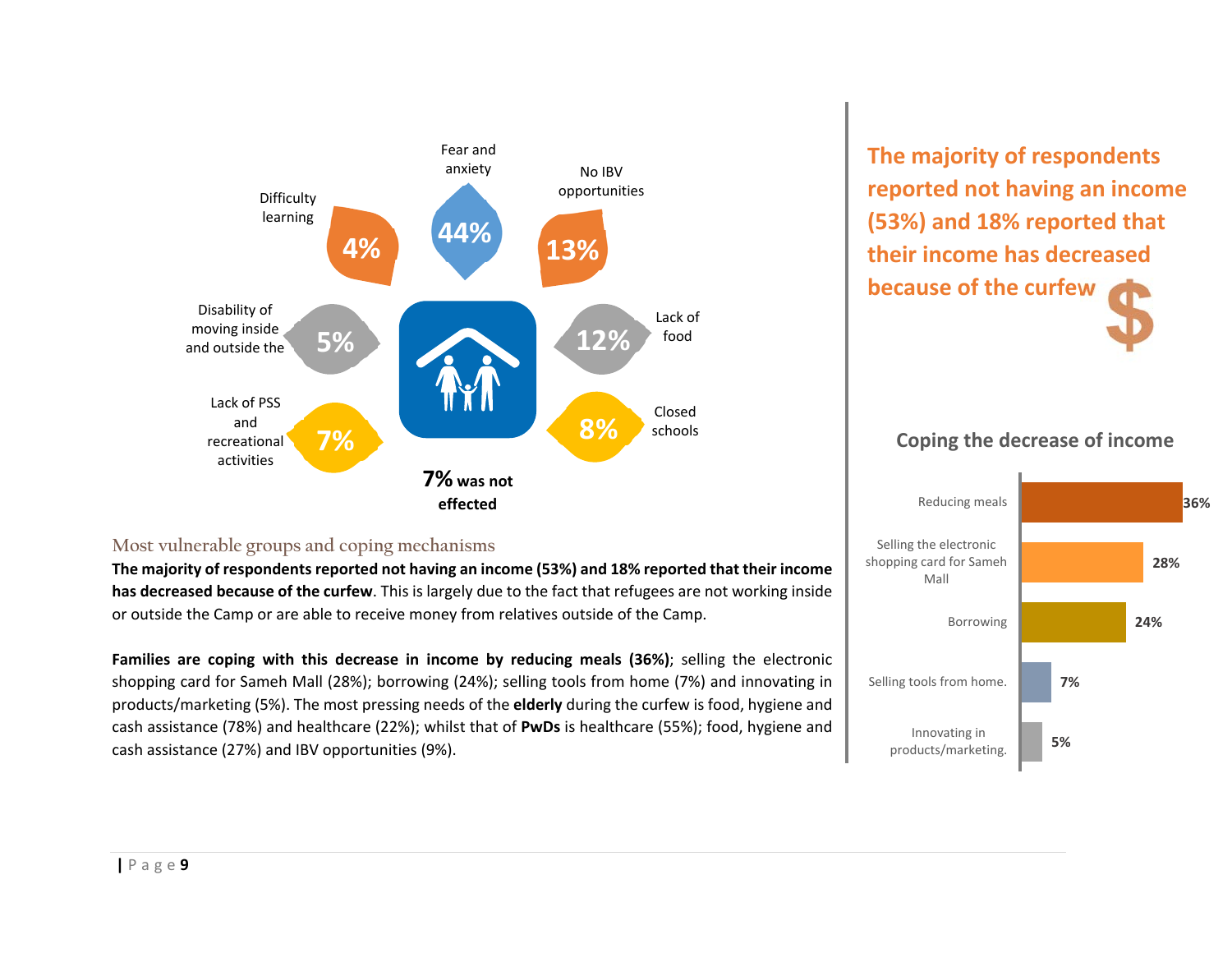Fear and anxiety 44%

No IBV opportunities 13%

Difficulty learning 4%

Disability of moving inside and outside the 5%

Lack of food 12%

Lack of PSS and recreational activities 7%

Closed schools 8%

**7% was not effected**

## Most vulnerable groups and coping mechanisms

**The majority of respondents reported not having an income (53%) and 18% reported that their income has decreased because of the curfew**. This is largely due to the fact that refugees are not working inside or outside the Camp or are able to receive money from relatives outside of the Camp.

**Families are coping with this decrease in income by reducing meals (36%)**; selling the electronic shopping card for Sameh Mall (28%); borrowing (24%); selling tools from home (7%) and innovating in products/marketing (5%). The most pressing needs of the **elderly** during the curfew is food, hygiene and cash assistance (78%) and healthcare (22%); whilst that of **PwDs** is healthcare (55%); food, hygiene and cash assistance (27%) and IBV opportunities (9%).

**The majority of respondents reported not having an income (53%) and 18% reported that their income has decreased because of the curfew**

### Coping the decrease of income

| Coping mechanism | % |
|---|---|
| Reducing meals | 36% |
| Selling the electronic shopping card for Sameh Mall | 28% |
| Borrowing | 24% |
| Selling tools from home. | 7% |
| Innovating in products/marketing. | 5% |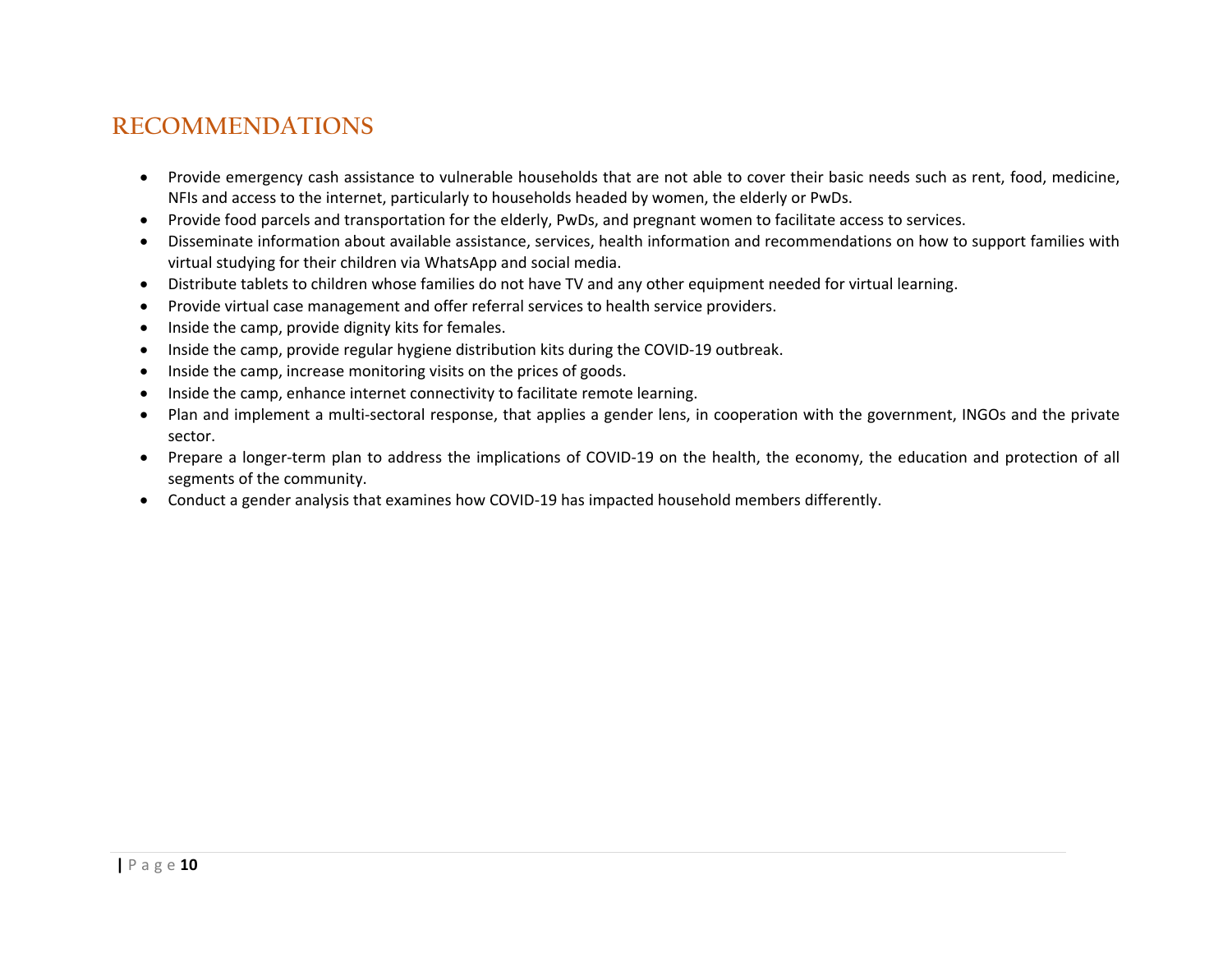## RECOMMENDATIONS

- Provide emergency cash assistance to vulnerable households that are not able to cover their basic needs such as rent, food, medicine, NFIs and access to the internet, particularly to households headed by women, the elderly or PwDs.
- Provide food parcels and transportation for the elderly, PwDs, and pregnant women to facilitate access to services.
- Disseminate information about available assistance, services, health information and recommendations on how to support families with virtual studying for their children via WhatsApp and social media.
- Distribute tablets to children whose families do not have TV and any other equipment needed for virtual learning.
- Provide virtual case management and offer referral services to health service providers.
- Inside the camp, provide dignity kits for females.
- Inside the camp, provide regular hygiene distribution kits during the COVID-19 outbreak.
- Inside the camp, increase monitoring visits on the prices of goods.
- Inside the camp, enhance internet connectivity to facilitate remote learning.
- Plan and implement a multi-sectoral response, that applies a gender lens, in cooperation with the government, INGOs and the private sector.
- Prepare a longer-term plan to address the implications of COVID-19 on the health, the economy, the education and protection of all segments of the community.
- Conduct a gender analysis that examines how COVID-19 has impacted household members differently.